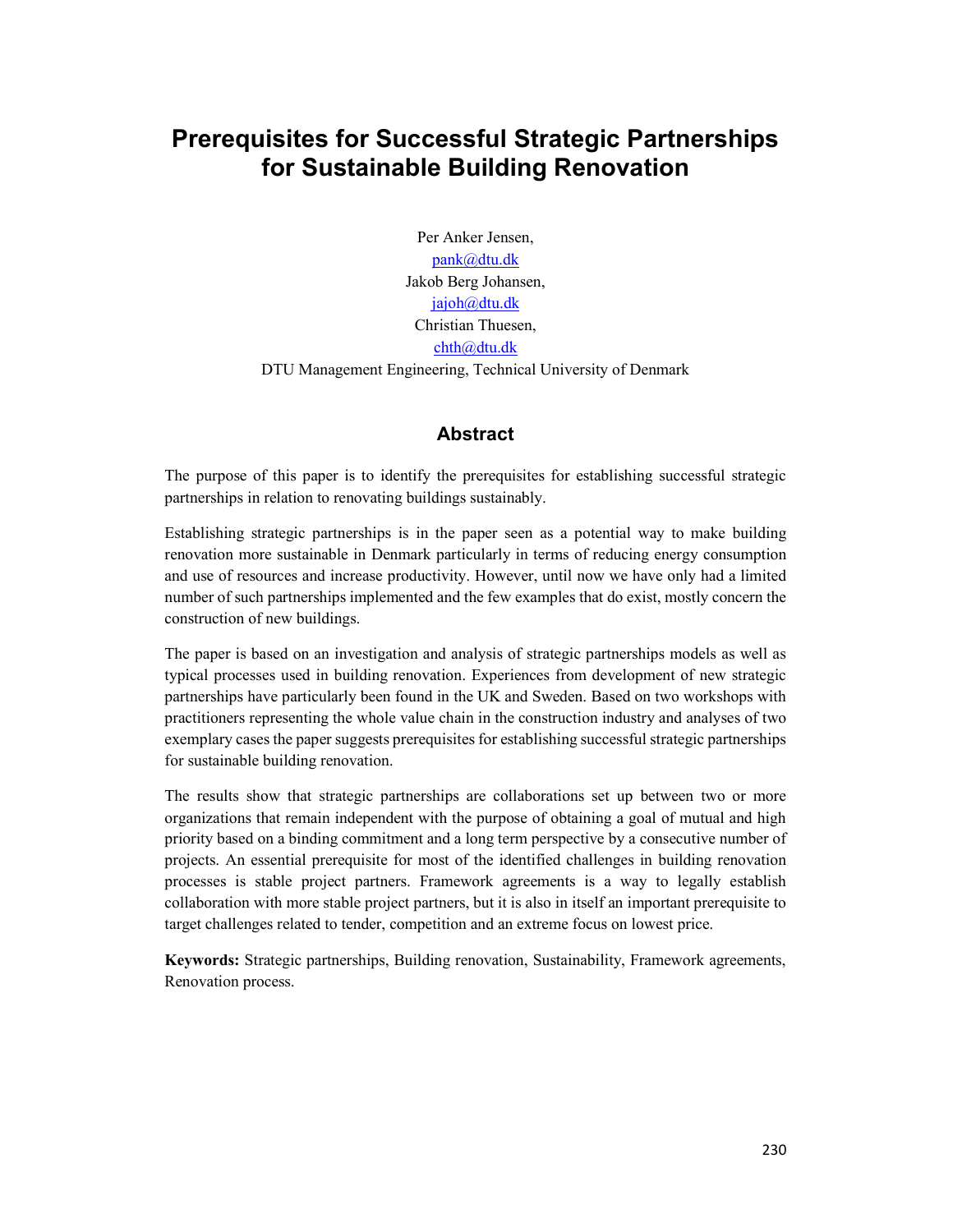# Prerequisites for Successful Strategic Partnerships for Sustainable Building Renovation

Per Anker Jensen,
pank@dtu.dk
Jakob Berg Johansen,
jajoh@dtu.dk
Christian Thuesen,
chth@dtu.dk
DTU Management Engineering, Technical University of Denmark

## Abstract

The purpose of this paper is to identify the prerequisites for establishing successful strategic partnerships in relation to renovating buildings sustainably.

Establishing strategic partnerships is in the paper seen as a potential way to make building renovation more sustainable in Denmark particularly in terms of reducing energy consumption and use of resources and increase productivity. However, until now we have only had a limited number of such partnerships implemented and the few examples that do exist, mostly concern the construction of new buildings.

The paper is based on an investigation and analysis of strategic partnerships models as well as typical processes used in building renovation. Experiences from development of new strategic partnerships have particularly been found in the UK and Sweden. Based on two workshops with practitioners representing the whole value chain in the construction industry and analyses of two exemplary cases the paper suggests prerequisites for establishing successful strategic partnerships for sustainable building renovation.

The results show that strategic partnerships are collaborations set up between two or more organizations that remain independent with the purpose of obtaining a goal of mutual and high priority based on a binding commitment and a long term perspective by a consecutive number of projects. An essential prerequisite for most of the identified challenges in building renovation processes is stable project partners. Framework agreements is a way to legally establish collaboration with more stable project partners, but it is also in itself an important prerequisite to target challenges related to tender, competition and an extreme focus on lowest price.

**Keywords:** Strategic partnerships, Building renovation, Sustainability, Framework agreements, Renovation process.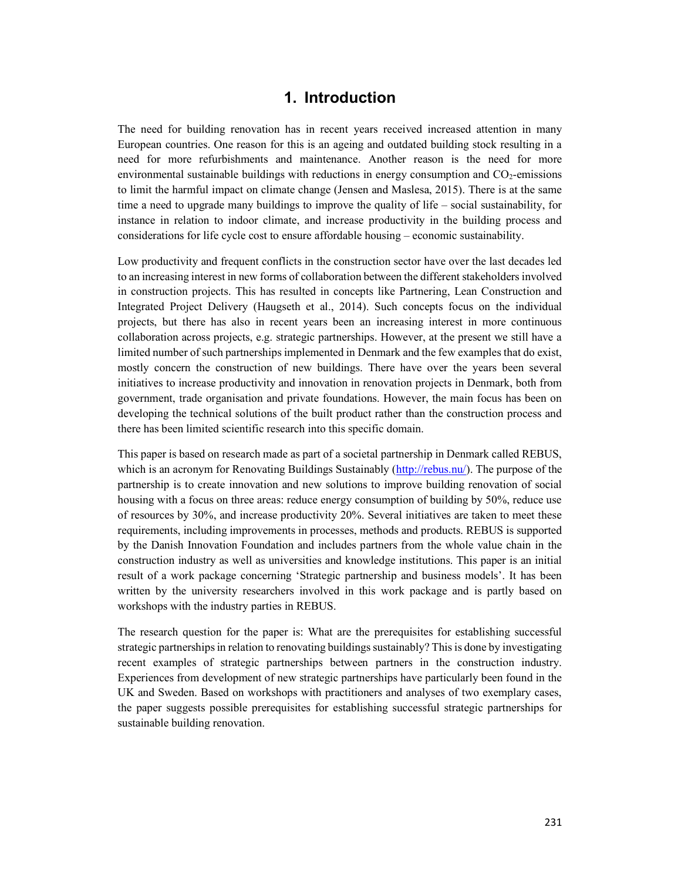# 1. Introduction

The need for building renovation has in recent years received increased attention in many European countries. One reason for this is an ageing and outdated building stock resulting in a need for more refurbishments and maintenance. Another reason is the need for more environmental sustainable buildings with reductions in energy consumption and $CO_2$-emissions to limit the harmful impact on climate change (Jensen and Maslesa, 2015). There is at the same time a need to upgrade many buildings to improve the quality of life – social sustainability, for instance in relation to indoor climate, and increase productivity in the building process and considerations for life cycle cost to ensure affordable housing – economic sustainability.

Low productivity and frequent conflicts in the construction sector have over the last decades led to an increasing interest in new forms of collaboration between the different stakeholders involved in construction projects. This has resulted in concepts like Partnering, Lean Construction and Integrated Project Delivery (Haugseth et al., 2014). Such concepts focus on the individual projects, but there has also in recent years been an increasing interest in more continuous collaboration across projects, e.g. strategic partnerships. However, at the present we still have a limited number of such partnerships implemented in Denmark and the few examples that do exist, mostly concern the construction of new buildings. There have over the years been several initiatives to increase productivity and innovation in renovation projects in Denmark, both from government, trade organisation and private foundations. However, the main focus has been on developing the technical solutions of the built product rather than the construction process and there has been limited scientific research into this specific domain.

This paper is based on research made as part of a societal partnership in Denmark called REBUS, which is an acronym for Renovating Buildings Sustainably (http://rebus.nu/). The purpose of the partnership is to create innovation and new solutions to improve building renovation of social housing with a focus on three areas: reduce energy consumption of building by 50%, reduce use of resources by 30%, and increase productivity 20%. Several initiatives are taken to meet these requirements, including improvements in processes, methods and products. REBUS is supported by the Danish Innovation Foundation and includes partners from the whole value chain in the construction industry as well as universities and knowledge institutions. This paper is an initial result of a work package concerning 'Strategic partnership and business models'. It has been written by the university researchers involved in this work package and is partly based on workshops with the industry parties in REBUS.

The research question for the paper is: What are the prerequisites for establishing successful strategic partnerships in relation to renovating buildings sustainably? This is done by investigating recent examples of strategic partnerships between partners in the construction industry. Experiences from development of new strategic partnerships have particularly been found in the UK and Sweden. Based on workshops with practitioners and analyses of two exemplary cases, the paper suggests possible prerequisites for establishing successful strategic partnerships for sustainable building renovation.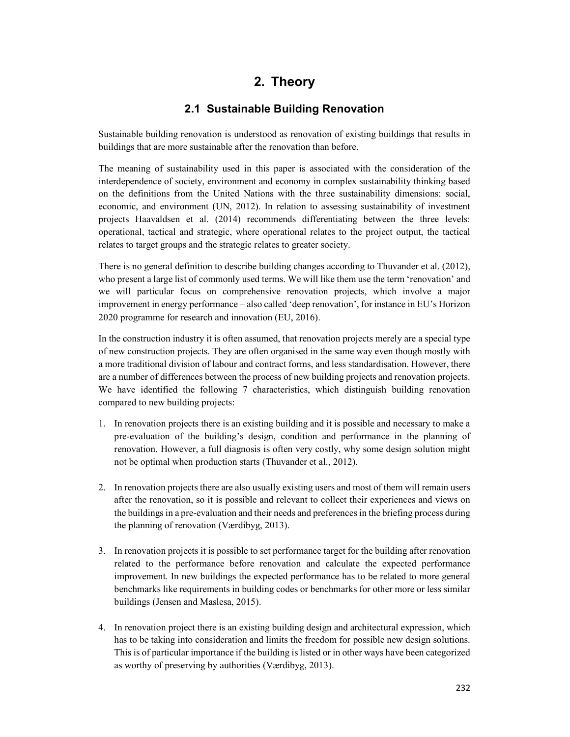# 2. Theory

## 2.1 Sustainable Building Renovation

Sustainable building renovation is understood as renovation of existing buildings that results in buildings that are more sustainable after the renovation than before.

The meaning of sustainability used in this paper is associated with the consideration of the interdependence of society, environment and economy in complex sustainability thinking based on the definitions from the United Nations with the three sustainability dimensions: social, economic, and environment (UN, 2012). In relation to assessing sustainability of investment projects Haavaldsen et al. (2014) recommends differentiating between the three levels: operational, tactical and strategic, where operational relates to the project output, the tactical relates to target groups and the strategic relates to greater society.

There is no general definition to describe building changes according to Thuvander et al. (2012), who present a large list of commonly used terms. We will like them use the term 'renovation' and we will particular focus on comprehensive renovation projects, which involve a major improvement in energy performance – also called 'deep renovation', for instance in EU's Horizon 2020 programme for research and innovation (EU, 2016).

In the construction industry it is often assumed, that renovation projects merely are a special type of new construction projects. They are often organised in the same way even though mostly with a more traditional division of labour and contract forms, and less standardisation. However, there are a number of differences between the process of new building projects and renovation projects. We have identified the following 7 characteristics, which distinguish building renovation compared to new building projects:

1. In renovation projects there is an existing building and it is possible and necessary to make a pre-evaluation of the building's design, condition and performance in the planning of renovation. However, a full diagnosis is often very costly, why some design solution might not be optimal when production starts (Thuvander et al., 2012).

2. In renovation projects there are also usually existing users and most of them will remain users after the renovation, so it is possible and relevant to collect their experiences and views on the buildings in a pre-evaluation and their needs and preferences in the briefing process during the planning of renovation (Værdibyg, 2013).

3. In renovation projects it is possible to set performance target for the building after renovation related to the performance before renovation and calculate the expected performance improvement. In new buildings the expected performance has to be related to more general benchmarks like requirements in building codes or benchmarks for other more or less similar buildings (Jensen and Maslesa, 2015).

4. In renovation project there is an existing building design and architectural expression, which has to be taking into consideration and limits the freedom for possible new design solutions. This is of particular importance if the building is listed or in other ways have been categorized as worthy of preserving by authorities (Værdibyg, 2013).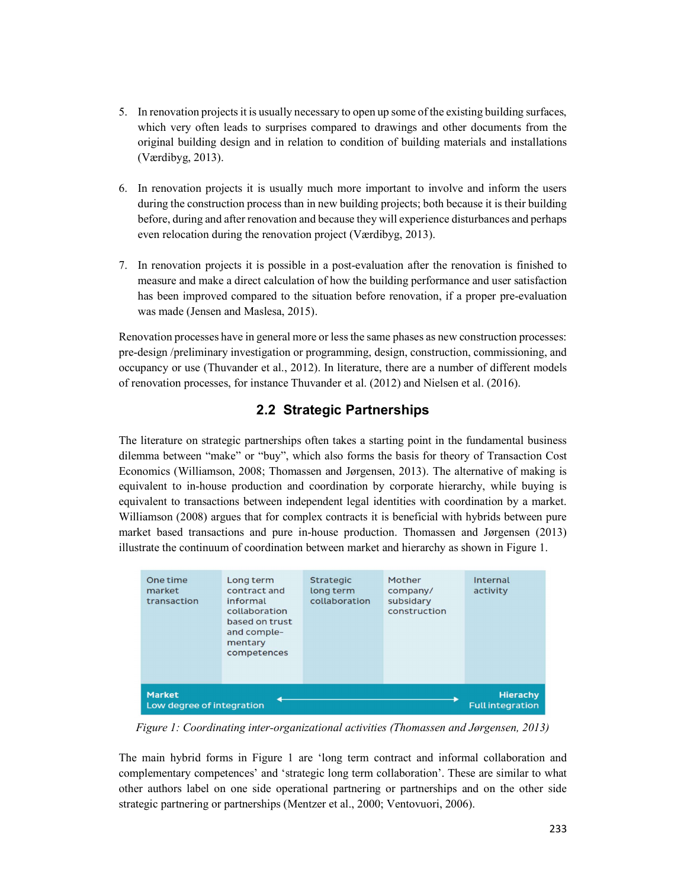5. In renovation projects it is usually necessary to open up some of the existing building surfaces, which very often leads to surprises compared to drawings and other documents from the original building design and in relation to condition of building materials and installations (Værdibyg, 2013).

6. In renovation projects it is usually much more important to involve and inform the users during the construction process than in new building projects; both because it is their building before, during and after renovation and because they will experience disturbances and perhaps even relocation during the renovation project (Værdibyg, 2013).

7. In renovation projects it is possible in a post-evaluation after the renovation is finished to measure and make a direct calculation of how the building performance and user satisfaction has been improved compared to the situation before renovation, if a proper pre-evaluation was made (Jensen and Maslesa, 2015).

Renovation processes have in general more or less the same phases as new construction processes: pre-design /preliminary investigation or programming, design, construction, commissioning, and occupancy or use (Thuvander et al., 2012). In literature, there are a number of different models of renovation processes, for instance Thuvander et al. (2012) and Nielsen et al. (2016).

## 2.2 Strategic Partnerships

The literature on strategic partnerships often takes a starting point in the fundamental business dilemma between "make" or "buy", which also forms the basis for theory of Transaction Cost Economics (Williamson, 2008; Thomassen and Jørgensen, 2013). The alternative of making is equivalent to in-house production and coordination by corporate hierarchy, while buying is equivalent to transactions between independent legal identities with coordination by a market. Williamson (2008) argues that for complex contracts it is beneficial with hybrids between pure market based transactions and pure in-house production. Thomassen and Jørgensen (2013) illustrate the continuum of coordination between market and hierarchy as shown in Figure 1.

| One time market transaction | Long term contract and informal collaboration based on trust and complementary competences | Strategic long term collaboration | Mother company/ subsidary construction | Internal activity |
|---|---|---|---|---|
| **Market** Low degree of integration | ← | | → | **Hierachy** Full integration |

*Figure 1: Coordinating inter-organizational activities (Thomassen and Jørgensen, 2013)*

The main hybrid forms in Figure 1 are 'long term contract and informal collaboration and complementary competences' and 'strategic long term collaboration'. These are similar to what other authors label on one side operational partnering or partnerships and on the other side strategic partnering or partnerships (Mentzer et al., 2000; Ventovuori, 2006).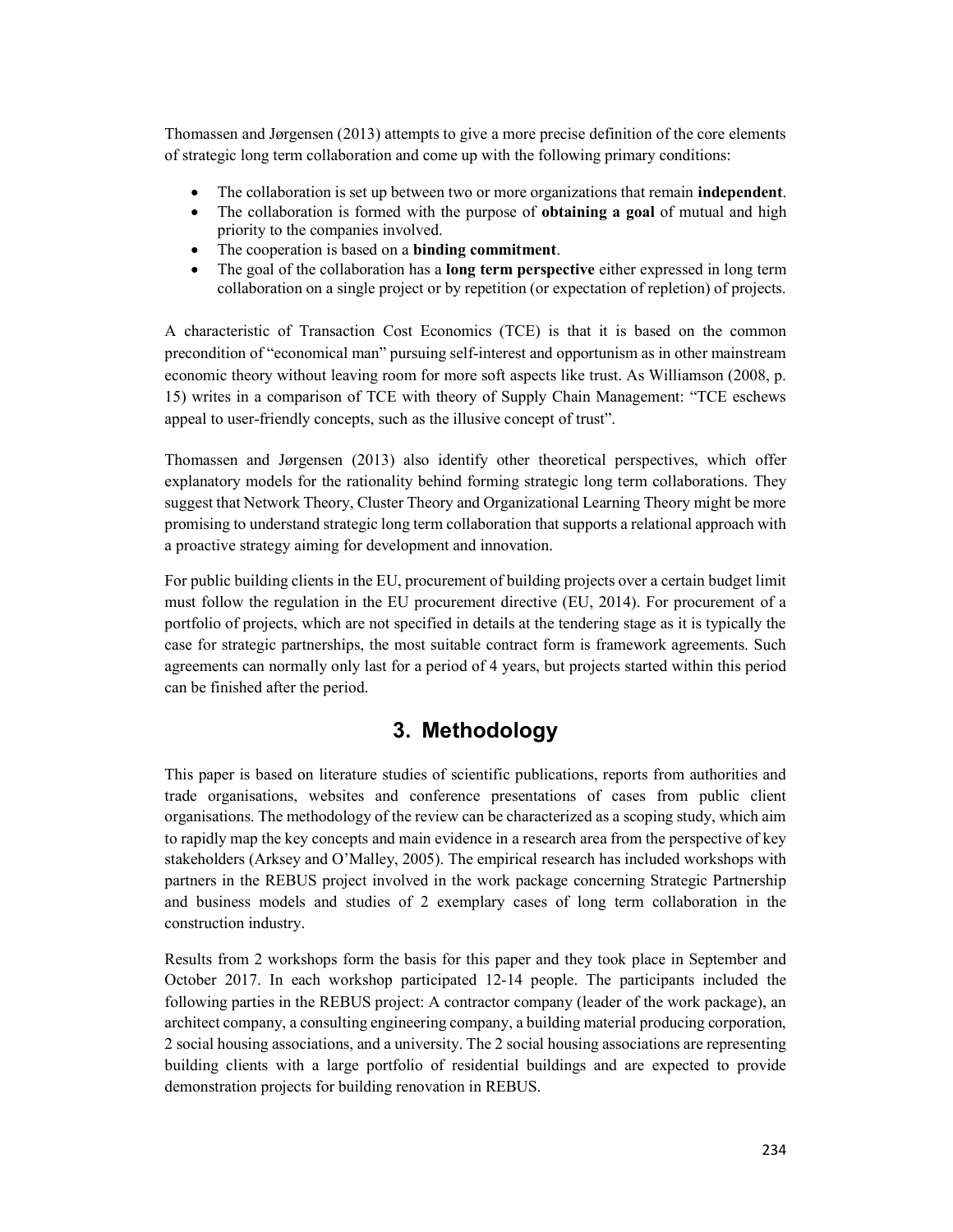Thomassen and Jørgensen (2013) attempts to give a more precise definition of the core elements of strategic long term collaboration and come up with the following primary conditions:

- The collaboration is set up between two or more organizations that remain **independent**.
- The collaboration is formed with the purpose of **obtaining a goal** of mutual and high priority to the companies involved.
- The cooperation is based on a **binding commitment**.
- The goal of the collaboration has a **long term perspective** either expressed in long term collaboration on a single project or by repetition (or expectation of repletion) of projects.

A characteristic of Transaction Cost Economics (TCE) is that it is based on the common precondition of "economical man" pursuing self-interest and opportunism as in other mainstream economic theory without leaving room for more soft aspects like trust. As Williamson (2008, p. 15) writes in a comparison of TCE with theory of Supply Chain Management: "TCE eschews appeal to user-friendly concepts, such as the illusive concept of trust".

Thomassen and Jørgensen (2013) also identify other theoretical perspectives, which offer explanatory models for the rationality behind forming strategic long term collaborations. They suggest that Network Theory, Cluster Theory and Organizational Learning Theory might be more promising to understand strategic long term collaboration that supports a relational approach with a proactive strategy aiming for development and innovation.

For public building clients in the EU, procurement of building projects over a certain budget limit must follow the regulation in the EU procurement directive (EU, 2014). For procurement of a portfolio of projects, which are not specified in details at the tendering stage as it is typically the case for strategic partnerships, the most suitable contract form is framework agreements. Such agreements can normally only last for a period of 4 years, but projects started within this period can be finished after the period.

# 3. Methodology

This paper is based on literature studies of scientific publications, reports from authorities and trade organisations, websites and conference presentations of cases from public client organisations. The methodology of the review can be characterized as a scoping study, which aim to rapidly map the key concepts and main evidence in a research area from the perspective of key stakeholders (Arksey and O'Malley, 2005). The empirical research has included workshops with partners in the REBUS project involved in the work package concerning Strategic Partnership and business models and studies of 2 exemplary cases of long term collaboration in the construction industry.

Results from 2 workshops form the basis for this paper and they took place in September and October 2017. In each workshop participated 12-14 people. The participants included the following parties in the REBUS project: A contractor company (leader of the work package), an architect company, a consulting engineering company, a building material producing corporation, 2 social housing associations, and a university. The 2 social housing associations are representing building clients with a large portfolio of residential buildings and are expected to provide demonstration projects for building renovation in REBUS.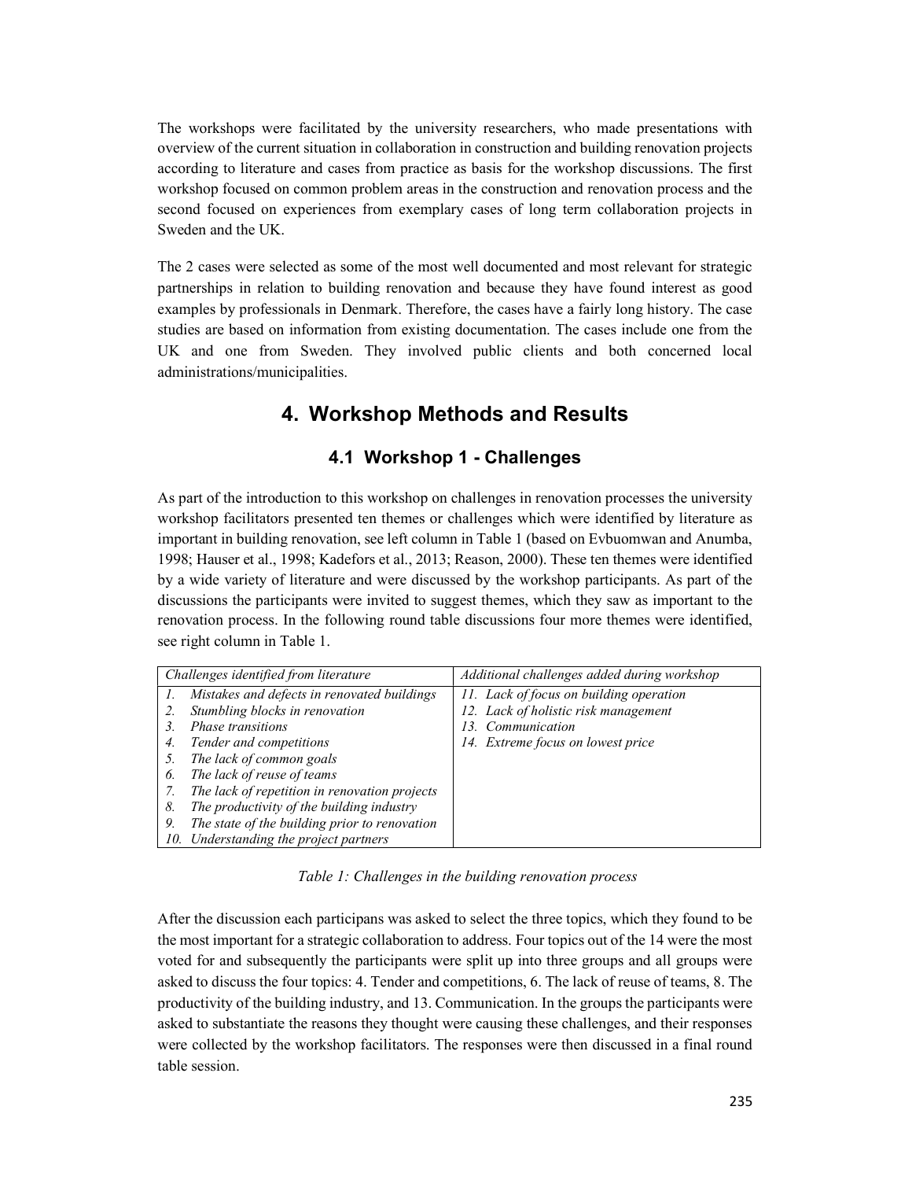The workshops were facilitated by the university researchers, who made presentations with overview of the current situation in collaboration in construction and building renovation projects according to literature and cases from practice as basis for the workshop discussions. The first workshop focused on common problem areas in the construction and renovation process and the second focused on experiences from exemplary cases of long term collaboration projects in Sweden and the UK.

The 2 cases were selected as some of the most well documented and most relevant for strategic partnerships in relation to building renovation and because they have found interest as good examples by professionals in Denmark. Therefore, the cases have a fairly long history. The case studies are based on information from existing documentation. The cases include one from the UK and one from Sweden. They involved public clients and both concerned local administrations/municipalities.

# 4. Workshop Methods and Results

## 4.1 Workshop 1 - Challenges

As part of the introduction to this workshop on challenges in renovation processes the university workshop facilitators presented ten themes or challenges which were identified by literature as important in building renovation, see left column in Table 1 (based on Evbuomwan and Anumba, 1998; Hauser et al., 1998; Kadefors et al., 2013; Reason, 2000). These ten themes were identified by a wide variety of literature and were discussed by the workshop participants. As part of the discussions the participants were invited to suggest themes, which they saw as important to the renovation process. In the following round table discussions four more themes were identified, see right column in Table 1.

| *Challenges identified from literature* | *Additional challenges added during workshop* |
|---|---|
| *1. Mistakes and defects in renovated buildings* | *11. Lack of focus on building operation* |
| *2. Stumbling blocks in renovation* | *12. Lack of holistic risk management* |
| *3. Phase transitions* | *13. Communication* |
| *4. Tender and competitions* | *14. Extreme focus on lowest price* |
| *5. The lack of common goals* | |
| *6. The lack of reuse of teams* | |
| *7. The lack of repetition in renovation projects* | |
| *8. The productivity of the building industry* | |
| *9. The state of the building prior to renovation* | |
| *10. Understanding the project partners* | |

*Table 1: Challenges in the building renovation process*

After the discussion each participans was asked to select the three topics, which they found to be the most important for a strategic collaboration to address. Four topics out of the 14 were the most voted for and subsequently the participants were split up into three groups and all groups were asked to discuss the four topics: 4. Tender and competitions, 6. The lack of reuse of teams, 8. The productivity of the building industry, and 13. Communication. In the groups the participants were asked to substantiate the reasons they thought were causing these challenges, and their responses were collected by the workshop facilitators. The responses were then discussed in a final round table session.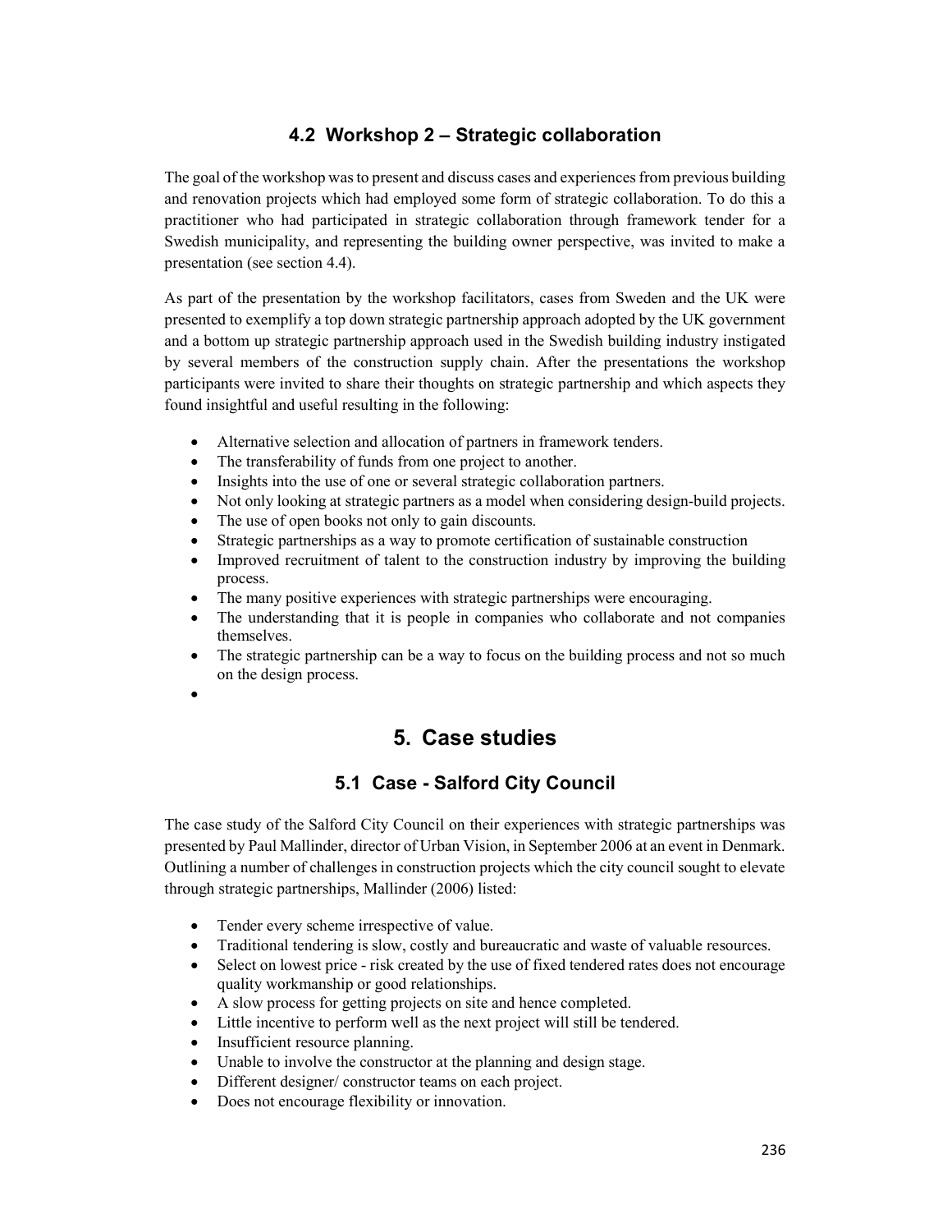### 4.2 Workshop 2 – Strategic collaboration

The goal of the workshop was to present and discuss cases and experiences from previous building and renovation projects which had employed some form of strategic collaboration. To do this a practitioner who had participated in strategic collaboration through framework tender for a Swedish municipality, and representing the building owner perspective, was invited to make a presentation (see section 4.4).

As part of the presentation by the workshop facilitators, cases from Sweden and the UK were presented to exemplify a top down strategic partnership approach adopted by the UK government and a bottom up strategic partnership approach used in the Swedish building industry instigated by several members of the construction supply chain. After the presentations the workshop participants were invited to share their thoughts on strategic partnership and which aspects they found insightful and useful resulting in the following:

- Alternative selection and allocation of partners in framework tenders.
- The transferability of funds from one project to another.
- Insights into the use of one or several strategic collaboration partners.
- Not only looking at strategic partners as a model when considering design-build projects.
- The use of open books not only to gain discounts.
- Strategic partnerships as a way to promote certification of sustainable construction
- Improved recruitment of talent to the construction industry by improving the building process.
- The many positive experiences with strategic partnerships were encouraging.
- The understanding that it is people in companies who collaborate and not companies themselves.
- The strategic partnership can be a way to focus on the building process and not so much on the design process.

## 5. Case studies

### 5.1 Case - Salford City Council

The case study of the Salford City Council on their experiences with strategic partnerships was presented by Paul Mallinder, director of Urban Vision, in September 2006 at an event in Denmark. Outlining a number of challenges in construction projects which the city council sought to elevate through strategic partnerships, Mallinder (2006) listed:

- Tender every scheme irrespective of value.
- Traditional tendering is slow, costly and bureaucratic and waste of valuable resources.
- Select on lowest price - risk created by the use of fixed tendered rates does not encourage quality workmanship or good relationships.
- A slow process for getting projects on site and hence completed.
- Little incentive to perform well as the next project will still be tendered.
- Insufficient resource planning.
- Unable to involve the constructor at the planning and design stage.
- Different designer/ constructor teams on each project.
- Does not encourage flexibility or innovation.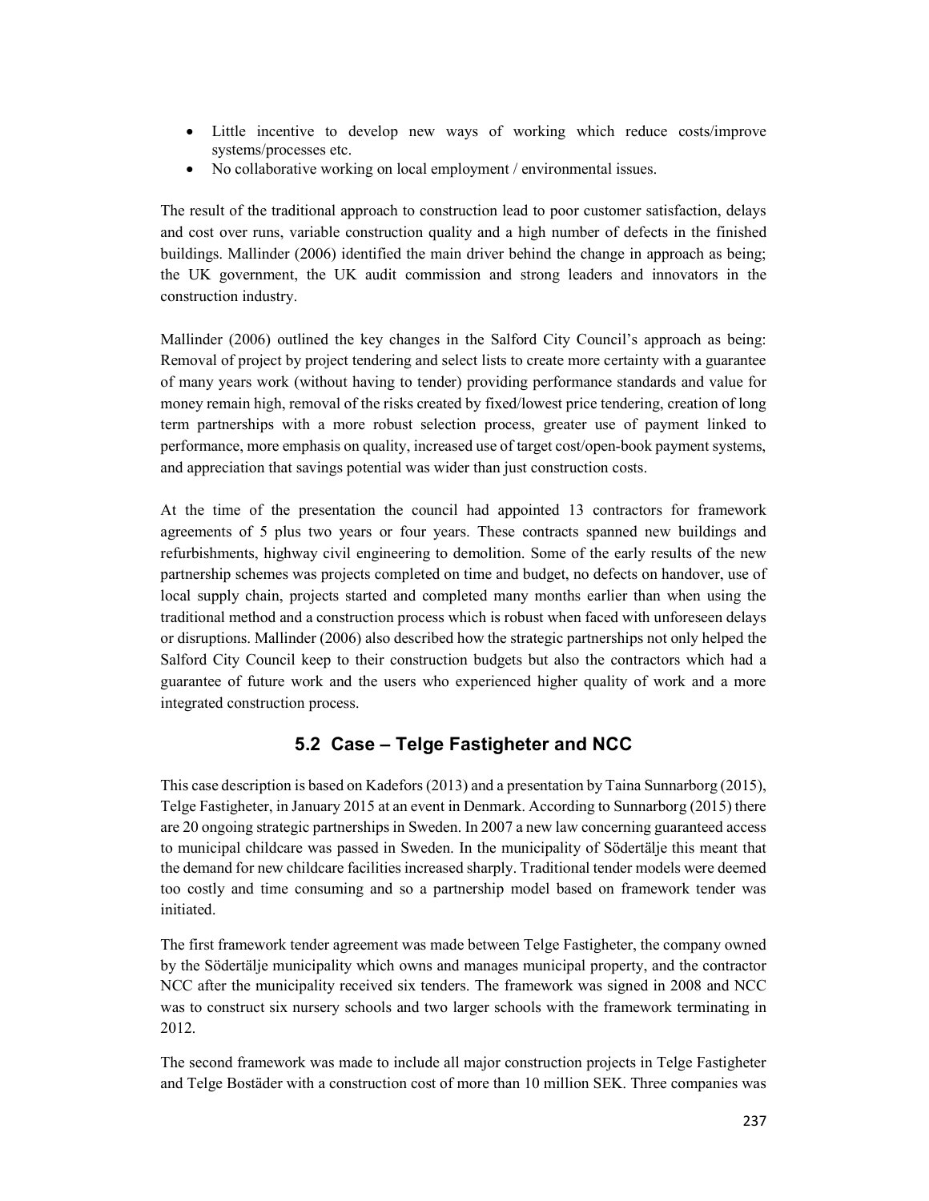- Little incentive to develop new ways of working which reduce costs/improve systems/processes etc.
- No collaborative working on local employment / environmental issues.

The result of the traditional approach to construction lead to poor customer satisfaction, delays and cost over runs, variable construction quality and a high number of defects in the finished buildings. Mallinder (2006) identified the main driver behind the change in approach as being; the UK government, the UK audit commission and strong leaders and innovators in the construction industry.

Mallinder (2006) outlined the key changes in the Salford City Council's approach as being: Removal of project by project tendering and select lists to create more certainty with a guarantee of many years work (without having to tender) providing performance standards and value for money remain high, removal of the risks created by fixed/lowest price tendering, creation of long term partnerships with a more robust selection process, greater use of payment linked to performance, more emphasis on quality, increased use of target cost/open-book payment systems, and appreciation that savings potential was wider than just construction costs.

At the time of the presentation the council had appointed 13 contractors for framework agreements of 5 plus two years or four years. These contracts spanned new buildings and refurbishments, highway civil engineering to demolition. Some of the early results of the new partnership schemes was projects completed on time and budget, no defects on handover, use of local supply chain, projects started and completed many months earlier than when using the traditional method and a construction process which is robust when faced with unforeseen delays or disruptions. Mallinder (2006) also described how the strategic partnerships not only helped the Salford City Council keep to their construction budgets but also the contractors which had a guarantee of future work and the users who experienced higher quality of work and a more integrated construction process.

## 5.2 Case – Telge Fastigheter and NCC

This case description is based on Kadefors (2013) and a presentation by Taina Sunnarborg (2015), Telge Fastigheter, in January 2015 at an event in Denmark. According to Sunnarborg (2015) there are 20 ongoing strategic partnerships in Sweden. In 2007 a new law concerning guaranteed access to municipal childcare was passed in Sweden. In the municipality of Södertälje this meant that the demand for new childcare facilities increased sharply. Traditional tender models were deemed too costly and time consuming and so a partnership model based on framework tender was initiated.

The first framework tender agreement was made between Telge Fastigheter, the company owned by the Södertälje municipality which owns and manages municipal property, and the contractor NCC after the municipality received six tenders. The framework was signed in 2008 and NCC was to construct six nursery schools and two larger schools with the framework terminating in 2012.

The second framework was made to include all major construction projects in Telge Fastigheter and Telge Bostäder with a construction cost of more than 10 million SEK. Three companies was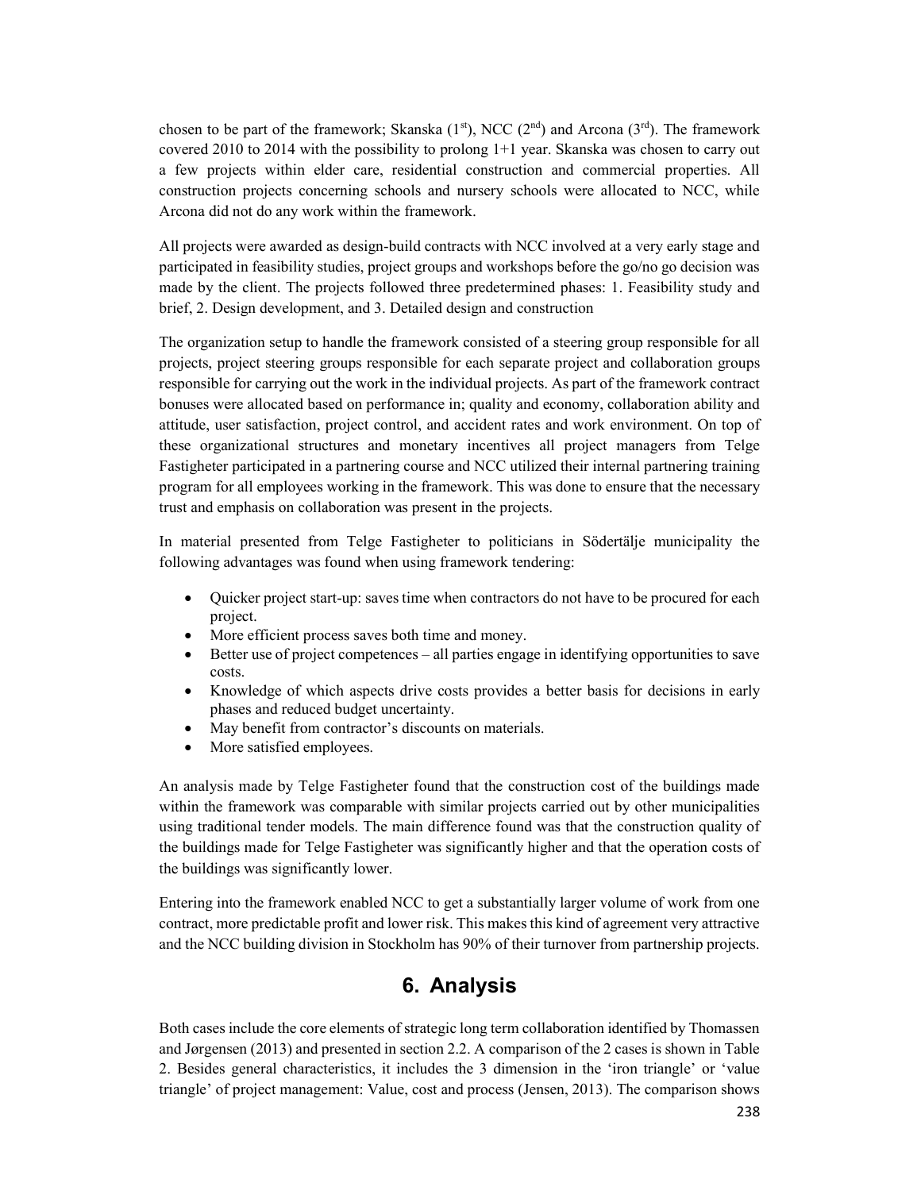chosen to be part of the framework; Skanska (1st), NCC (2nd) and Arcona (3rd). The framework covered 2010 to 2014 with the possibility to prolong 1+1 year. Skanska was chosen to carry out a few projects within elder care, residential construction and commercial properties. All construction projects concerning schools and nursery schools were allocated to NCC, while Arcona did not do any work within the framework.

All projects were awarded as design-build contracts with NCC involved at a very early stage and participated in feasibility studies, project groups and workshops before the go/no go decision was made by the client. The projects followed three predetermined phases: 1. Feasibility study and brief, 2. Design development, and 3. Detailed design and construction

The organization setup to handle the framework consisted of a steering group responsible for all projects, project steering groups responsible for each separate project and collaboration groups responsible for carrying out the work in the individual projects. As part of the framework contract bonuses were allocated based on performance in; quality and economy, collaboration ability and attitude, user satisfaction, project control, and accident rates and work environment. On top of these organizational structures and monetary incentives all project managers from Telge Fastigheter participated in a partnering course and NCC utilized their internal partnering training program for all employees working in the framework. This was done to ensure that the necessary trust and emphasis on collaboration was present in the projects.

In material presented from Telge Fastigheter to politicians in Södertälje municipality the following advantages was found when using framework tendering:

- Quicker project start-up: saves time when contractors do not have to be procured for each project.
- More efficient process saves both time and money.
- Better use of project competences – all parties engage in identifying opportunities to save costs.
- Knowledge of which aspects drive costs provides a better basis for decisions in early phases and reduced budget uncertainty.
- May benefit from contractor's discounts on materials.
- More satisfied employees.

An analysis made by Telge Fastigheter found that the construction cost of the buildings made within the framework was comparable with similar projects carried out by other municipalities using traditional tender models. The main difference found was that the construction quality of the buildings made for Telge Fastigheter was significantly higher and that the operation costs of the buildings was significantly lower.

Entering into the framework enabled NCC to get a substantially larger volume of work from one contract, more predictable profit and lower risk. This makes this kind of agreement very attractive and the NCC building division in Stockholm has 90% of their turnover from partnership projects.

## 6. Analysis

Both cases include the core elements of strategic long term collaboration identified by Thomassen and Jørgensen (2013) and presented in section 2.2. A comparison of the 2 cases is shown in Table 2. Besides general characteristics, it includes the 3 dimension in the 'iron triangle' or 'value triangle' of project management: Value, cost and process (Jensen, 2013). The comparison shows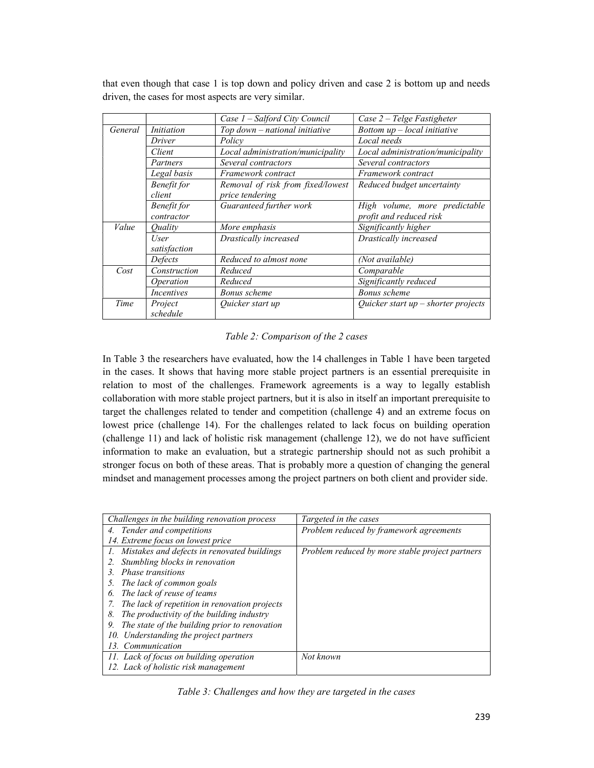that even though that case 1 is top down and policy driven and case 2 is bottom up and needs driven, the cases for most aspects are very similar.

| | | *Case 1 – Salford City Council* | *Case 2 – Telge Fastigheter* |
|---|---|---|---|
| *General* | *Initiation* | *Top down – national initiative* | *Bottom up – local initiative* |
| | *Driver* | *Policy* | *Local needs* |
| | *Client* | *Local administration/municipality* | *Local administration/municipality* |
| | *Partners* | *Several contractors* | *Several contractors* |
| | *Legal basis* | *Framework contract* | *Framework contract* |
| | *Benefit for client* | *Removal of risk from fixed/lowest price tendering* | *Reduced budget uncertainty* |
| | *Benefit for contractor* | *Guaranteed further work* | *High volume, more predictable profit and reduced risk* |
| *Value* | *Quality* | *More emphasis* | *Significantly higher* |
| | *User satisfaction* | *Drastically increased* | *Drastically increased* |
| | *Defects* | *Reduced to almost none* | *(Not available)* |
| *Cost* | *Construction* | *Reduced* | *Comparable* |
| | *Operation* | *Reduced* | *Significantly reduced* |
| | *Incentives* | *Bonus scheme* | *Bonus scheme* |
| *Time* | *Project schedule* | *Quicker start up* | *Quicker start up – shorter projects* |

*Table 2: Comparison of the 2 cases*

In Table 3 the researchers have evaluated, how the 14 challenges in Table 1 have been targeted in the cases. It shows that having more stable project partners is an essential prerequisite in relation to most of the challenges. Framework agreements is a way to legally establish collaboration with more stable project partners, but it is also in itself an important prerequisite to target the challenges related to tender and competition (challenge 4) and an extreme focus on lowest price (challenge 14). For the challenges related to lack focus on building operation (challenge 11) and lack of holistic risk management (challenge 12), we do not have sufficient information to make an evaluation, but a strategic partnership should not as such prohibit a stronger focus on both of these areas. That is probably more a question of changing the general mindset and management processes among the project partners on both client and provider side.

| *Challenges in the building renovation process* | *Targeted in the cases* |
|---|---|
| *4. Tender and competitions*<br>*14. Extreme focus on lowest price* | *Problem reduced by framework agreements* |
| *1. Mistakes and defects in renovated buildings*<br>*2. Stumbling blocks in renovation*<br>*3. Phase transitions*<br>*5. The lack of common goals*<br>*6. The lack of reuse of teams*<br>*7. The lack of repetition in renovation projects*<br>*8. The productivity of the building industry*<br>*9. The state of the building prior to renovation*<br>*10. Understanding the project partners*<br>*13. Communication* | *Problem reduced by more stable project partners* |
| *11. Lack of focus on building operation*<br>*12. Lack of holistic risk management* | *Not known* |

*Table 3: Challenges and how they are targeted in the cases*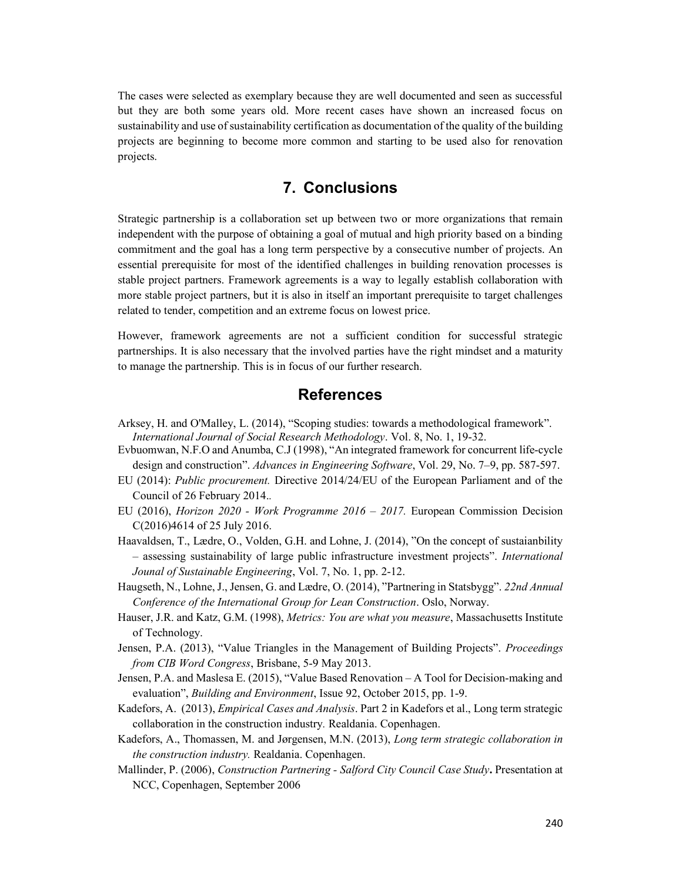The cases were selected as exemplary because they are well documented and seen as successful but they are both some years old. More recent cases have shown an increased focus on sustainability and use of sustainability certification as documentation of the quality of the building projects are beginning to become more common and starting to be used also for renovation projects.

# 7. Conclusions

Strategic partnership is a collaboration set up between two or more organizations that remain independent with the purpose of obtaining a goal of mutual and high priority based on a binding commitment and the goal has a long term perspective by a consecutive number of projects. An essential prerequisite for most of the identified challenges in building renovation processes is stable project partners. Framework agreements is a way to legally establish collaboration with more stable project partners, but it is also in itself an important prerequisite to target challenges related to tender, competition and an extreme focus on lowest price.

However, framework agreements are not a sufficient condition for successful strategic partnerships. It is also necessary that the involved parties have the right mindset and a maturity to manage the partnership. This is in focus of our further research.

# References

Arksey, H. and O'Malley, L. (2014), "Scoping studies: towards a methodological framework". *International Journal of Social Research Methodology*. Vol. 8, No. 1, 19-32.

Evbuomwan, N.F.O and Anumba, C.J (1998), "An integrated framework for concurrent life-cycle design and construction". *Advances in Engineering Software*, Vol. 29, No. 7–9, pp. 587-597.

EU (2014): *Public procurement.* Directive 2014/24/EU of the European Parliament and of the Council of 26 February 2014..

EU (2016), *Horizon 2020 - Work Programme 2016 – 2017.* European Commission Decision C(2016)4614 of 25 July 2016.

Haavaldsen, T., Lædre, O., Volden, G.H. and Lohne, J. (2014), "On the concept of sustaianbility – assessing sustainability of large public infrastructure investment projects". *International Jounal of Sustainable Engineering*, Vol. 7, No. 1, pp. 2-12.

Haugseth, N., Lohne, J., Jensen, G. and Lædre, O. (2014), "Partnering in Statsbygg". *22nd Annual Conference of the International Group for Lean Construction*. Oslo, Norway.

Hauser, J.R. and Katz, G.M. (1998), *Metrics: You are what you measure*, Massachusetts Institute of Technology.

Jensen, P.A. (2013), "Value Triangles in the Management of Building Projects". *Proceedings from CIB Word Congress*, Brisbane, 5-9 May 2013.

Jensen, P.A. and Maslesa E. (2015), "Value Based Renovation – A Tool for Decision-making and evaluation", *Building and Environment*, Issue 92, October 2015, pp. 1-9.

Kadefors, A. (2013), *Empirical Cases and Analysis*. Part 2 in Kadefors et al., Long term strategic collaboration in the construction industry*.* Realdania. Copenhagen.

Kadefors, A., Thomassen, M. and Jørgensen, M.N. (2013), *Long term strategic collaboration in the construction industry.* Realdania. Copenhagen.

Mallinder, P. (2006), *Construction Partnering - Salford City Council Case Study***.** Presentation at NCC, Copenhagen, September 2006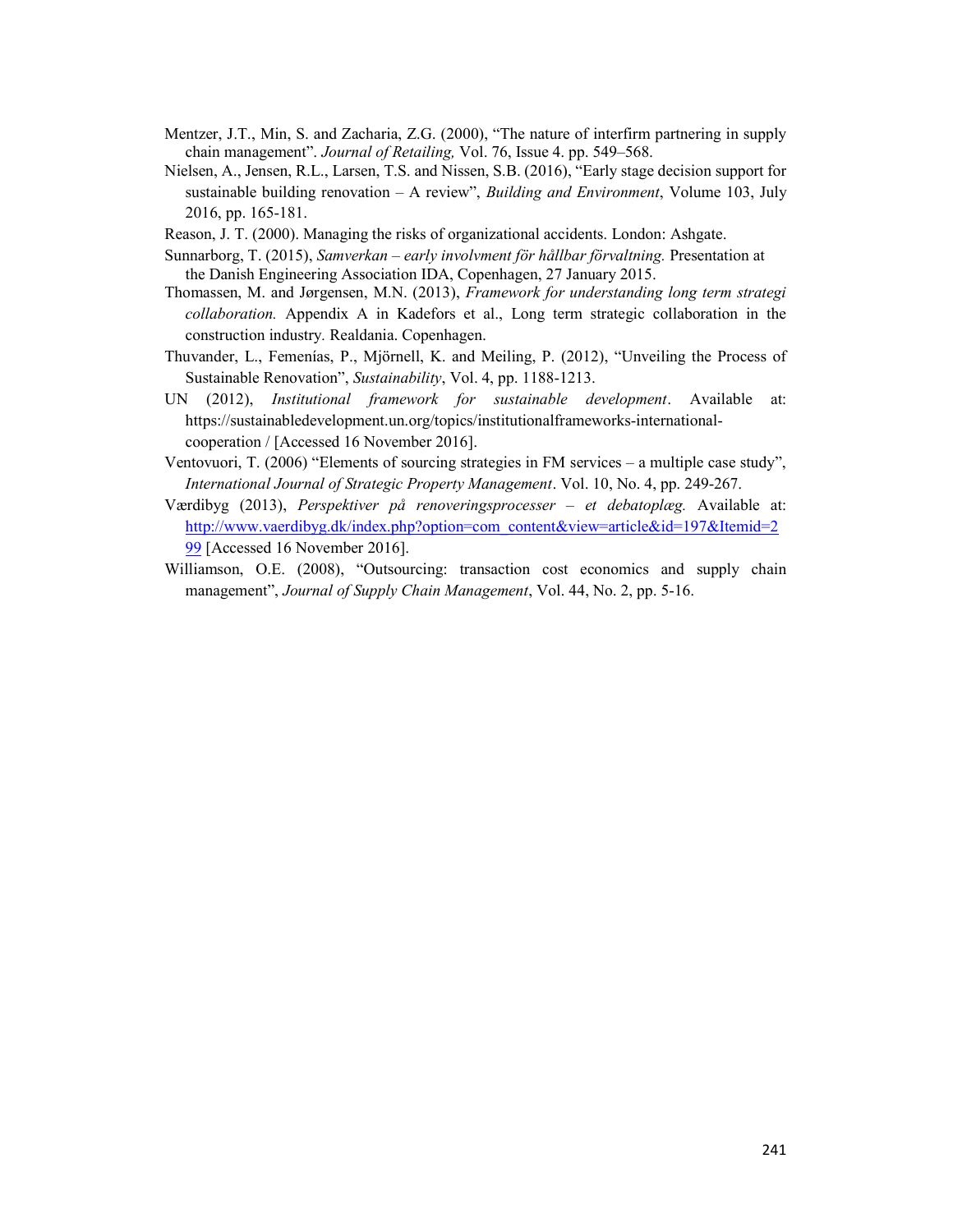Mentzer, J.T., Min, S. and Zacharia, Z.G. (2000), "The nature of interfirm partnering in supply chain management". *Journal of Retailing,* Vol. 76, Issue 4. pp. 549–568.

Nielsen, A., Jensen, R.L., Larsen, T.S. and Nissen, S.B. (2016), "Early stage decision support for sustainable building renovation – A review", *Building and Environment*, Volume 103, July 2016, pp. 165-181.

Reason, J. T. (2000). Managing the risks of organizational accidents. London: Ashgate.

Sunnarborg, T. (2015), *Samverkan – early involvment för hållbar förvaltning.* Presentation at the Danish Engineering Association IDA, Copenhagen, 27 January 2015.

Thomassen, M. and Jørgensen, M.N. (2013), *Framework for understanding long term strategi collaboration.* Appendix A in Kadefors et al., Long term strategic collaboration in the construction industry. Realdania. Copenhagen.

Thuvander, L., Femenías, P., Mjörnell, K. and Meiling, P. (2012), "Unveiling the Process of Sustainable Renovation", *Sustainability*, Vol. 4, pp. 1188-1213.

UN (2012), *Institutional framework for sustainable development*. Available at: https://sustainabledevelopment.un.org/topics/institutionalframeworks-international-cooperation / [Accessed 16 November 2016].

Ventovuori, T. (2006) "Elements of sourcing strategies in FM services – a multiple case study", *International Journal of Strategic Property Management*. Vol. 10, No. 4, pp. 249-267.

Værdibyg (2013), *Perspektiver på renoveringsprocesser – et debatoplæg.* Available at: http://www.vaerdibyg.dk/index.php?option=com_content&view=article&id=197&Itemid=299 [Accessed 16 November 2016].

Williamson, O.E. (2008), "Outsourcing: transaction cost economics and supply chain management", *Journal of Supply Chain Management*, Vol. 44, No. 2, pp. 5-16.